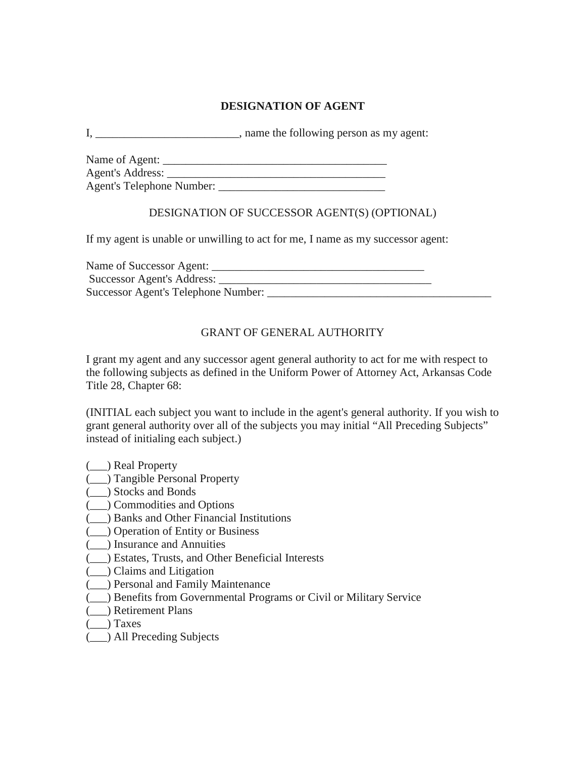## DESIGNATION OF AGENT

I, _________________________, name the following person as my agent:

Name of Agent: _______________________________________
Agent's Address: ______________________________________
Agent's Telephone Number: _____________________________

### DESIGNATION OF SUCCESSOR AGENT(S) (OPTIONAL)

If my agent is unable or unwilling to act for me, I name as my successor agent:

Name of Successor Agent: _____________________________________
Successor Agent's Address: _____________________________________
Successor Agent's Telephone Number: _______________________________________

### GRANT OF GENERAL AUTHORITY

I grant my agent and any successor agent general authority to act for me with respect to the following subjects as defined in the Uniform Power of Attorney Act, Arkansas Code Title 28, Chapter 68:

(INITIAL each subject you want to include in the agent's general authority. If you wish to grant general authority over all of the subjects you may initial "All Preceding Subjects" instead of initialing each subject.)

(___) Real Property
(___) Tangible Personal Property
(___) Stocks and Bonds
(___) Commodities and Options
(___) Banks and Other Financial Institutions
(___) Operation of Entity or Business
(___) Insurance and Annuities
(___) Estates, Trusts, and Other Beneficial Interests
(___) Claims and Litigation
(___) Personal and Family Maintenance
(___) Benefits from Governmental Programs or Civil or Military Service
(___) Retirement Plans
(___) Taxes
(___) All Preceding Subjects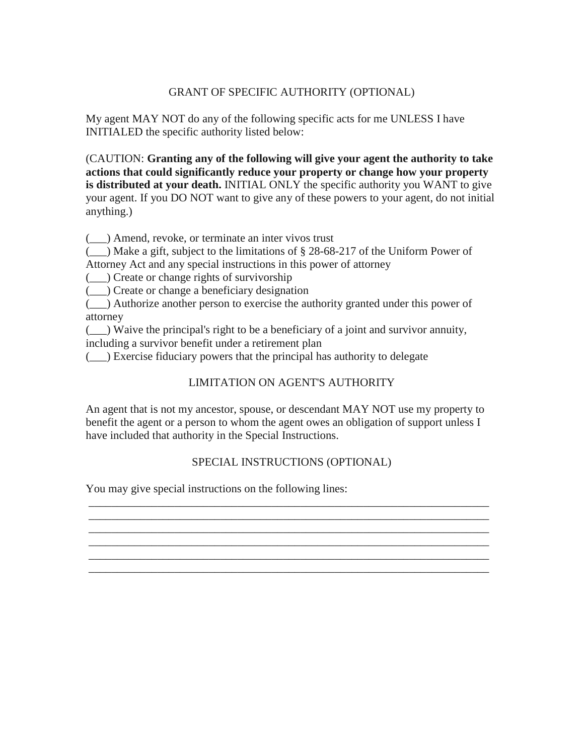## GRANT OF SPECIFIC AUTHORITY (OPTIONAL)

My agent MAY NOT do any of the following specific acts for me UNLESS I have INITIALED the specific authority listed below:

(CAUTION: **Granting any of the following will give your agent the authority to take actions that could significantly reduce your property or change how your property is distributed at your death.** INITIAL ONLY the specific authority you WANT to give your agent. If you DO NOT want to give any of these powers to your agent, do not initial anything.)

(___) Amend, revoke, or terminate an inter vivos trust
(___) Make a gift, subject to the limitations of § 28-68-217 of the Uniform Power of Attorney Act and any special instructions in this power of attorney
(___) Create or change rights of survivorship
(___) Create or change a beneficiary designation
(___) Authorize another person to exercise the authority granted under this power of attorney
(___) Waive the principal's right to be a beneficiary of a joint and survivor annuity, including a survivor benefit under a retirement plan
(___) Exercise fiduciary powers that the principal has authority to delegate

## LIMITATION ON AGENT'S AUTHORITY

An agent that is not my ancestor, spouse, or descendant MAY NOT use my property to benefit the agent or a person to whom the agent owes an obligation of support unless I have included that authority in the Special Instructions.

## SPECIAL INSTRUCTIONS (OPTIONAL)

You may give special instructions on the following lines:

______________________________________________________________________
______________________________________________________________________
______________________________________________________________________
______________________________________________________________________
______________________________________________________________________
______________________________________________________________________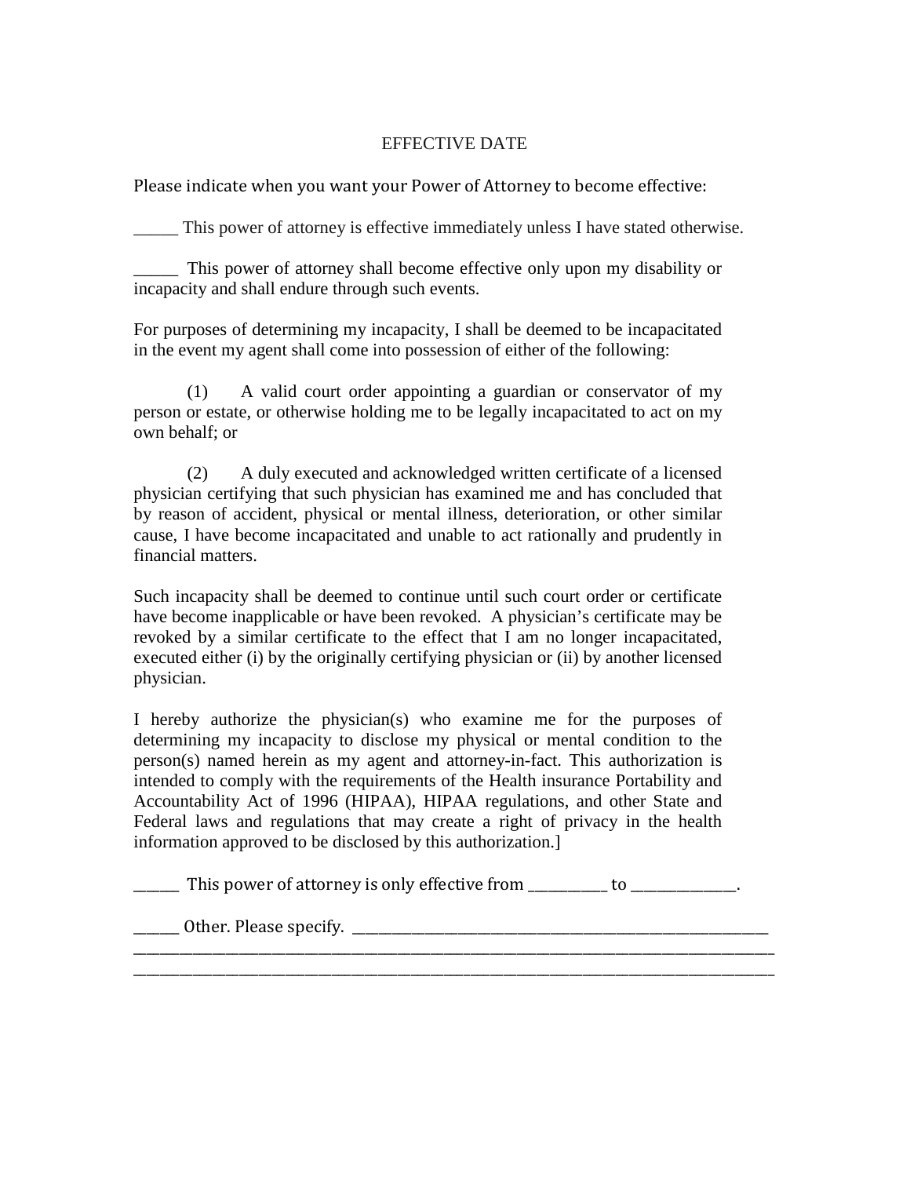# EFFECTIVE DATE

Please indicate when you want your Power of Attorney to become effective:

_____ This power of attorney is effective immediately unless I have stated otherwise.

_____ This power of attorney shall become effective only upon my disability or incapacity and shall endure through such events.

For purposes of determining my incapacity, I shall be deemed to be incapacitated in the event my agent shall come into possession of either of the following:

(1) A valid court order appointing a guardian or conservator of my person or estate, or otherwise holding me to be legally incapacitated to act on my own behalf; or

(2) A duly executed and acknowledged written certificate of a licensed physician certifying that such physician has examined me and has concluded that by reason of accident, physical or mental illness, deterioration, or other similar cause, I have become incapacitated and unable to act rationally and prudently in financial matters.

Such incapacity shall be deemed to continue until such court order or certificate have become inapplicable or have been revoked. A physician's certificate may be revoked by a similar certificate to the effect that I am no longer incapacitated, executed either (i) by the originally certifying physician or (ii) by another licensed physician.

I hereby authorize the physician(s) who examine me for the purposes of determining my incapacity to disclose my physical or mental condition to the person(s) named herein as my agent and attorney-in-fact. This authorization is intended to comply with the requirements of the Health insurance Portability and Accountability Act of 1996 (HIPAA), HIPAA regulations, and other State and Federal laws and regulations that may create a right of privacy in the health information approved to be disclosed by this authorization.]

______ This power of attorney is only effective from __________ to _____________.

______ Other. Please specify. ______________________________________________________
_____________________________________________________________________________________
_____________________________________________________________________________________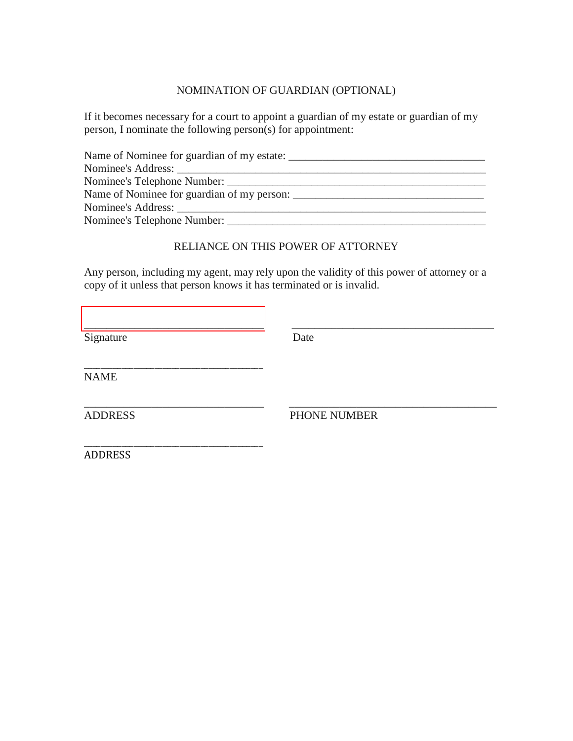## NOMINATION OF GUARDIAN (OPTIONAL)

If it becomes necessary for a court to appoint a guardian of my estate or guardian of my person, I nominate the following person(s) for appointment:

Name of Nominee for guardian of my estate: ___________________________________
Nominee's Address: _______________________________________________________
Nominee's Telephone Number: ______________________________________________
Name of Nominee for guardian of my person: __________________________________
Nominee's Address: _______________________________________________________
Nominee's Telephone Number: ______________________________________________

## RELIANCE ON THIS POWER OF ATTORNEY

Any person, including my agent, may rely upon the validity of this power of attorney or a copy of it unless that person knows it has terminated or is invalid.

________________________________ ____________________________________
Signature Date

________________________________
NAME

________________________________ ____________________________________
ADDRESS PHONE NUMBER

________________________________
ADDRESS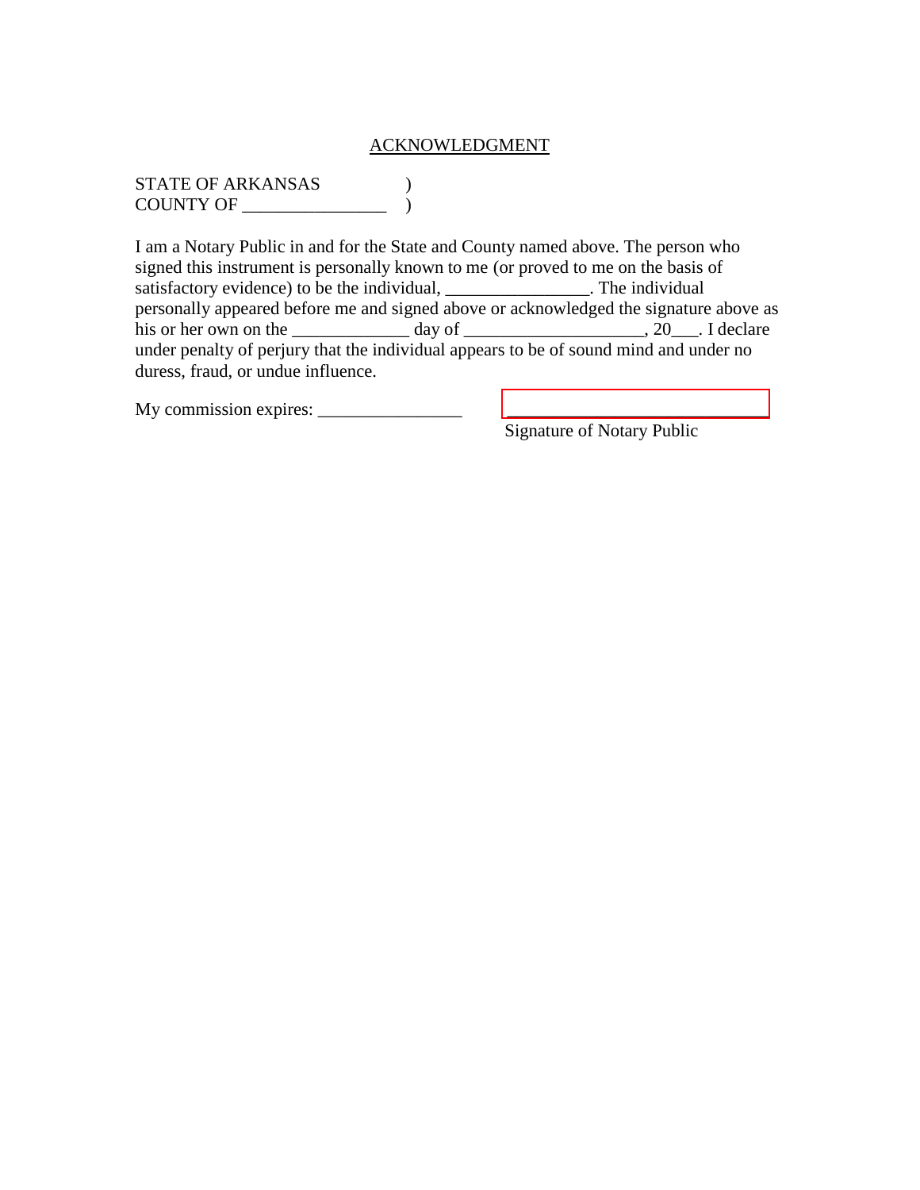ACKNOWLEDGMENT

STATE OF ARKANSAS )
COUNTY OF ________________ )

I am a Notary Public in and for the State and County named above. The person who signed this instrument is personally known to me (or proved to me on the basis of satisfactory evidence) to be the individual, ________________. The individual personally appeared before me and signed above or acknowledged the signature above as his or her own on the _____________ day of ____________________, 20___. I declare under penalty of perjury that the individual appears to be of sound mind and under no duress, fraud, or undue influence.

My commission expires: ________________

_______________________________
Signature of Notary Public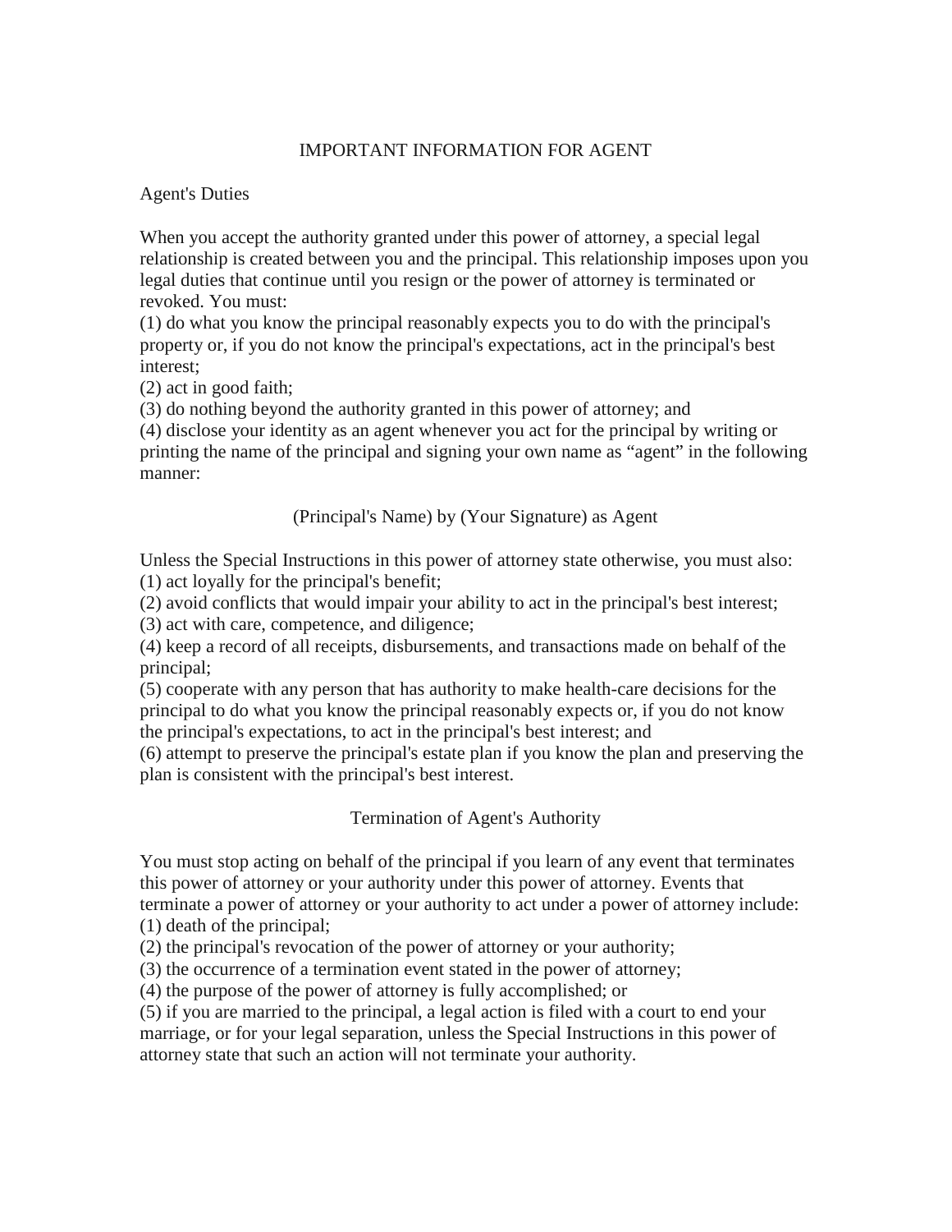## IMPORTANT INFORMATION FOR AGENT

### Agent's Duties

When you accept the authority granted under this power of attorney, a special legal relationship is created between you and the principal. This relationship imposes upon you legal duties that continue until you resign or the power of attorney is terminated or revoked. You must:

(1) do what you know the principal reasonably expects you to do with the principal's property or, if you do not know the principal's expectations, act in the principal's best interest;

(2) act in good faith;

(3) do nothing beyond the authority granted in this power of attorney; and

(4) disclose your identity as an agent whenever you act for the principal by writing or printing the name of the principal and signing your own name as "agent" in the following manner:

(Principal's Name) by (Your Signature) as Agent

Unless the Special Instructions in this power of attorney state otherwise, you must also:

(1) act loyally for the principal's benefit;

(2) avoid conflicts that would impair your ability to act in the principal's best interest;

(3) act with care, competence, and diligence;

(4) keep a record of all receipts, disbursements, and transactions made on behalf of the principal;

(5) cooperate with any person that has authority to make health-care decisions for the principal to do what you know the principal reasonably expects or, if you do not know the principal's expectations, to act in the principal's best interest; and

(6) attempt to preserve the principal's estate plan if you know the plan and preserving the plan is consistent with the principal's best interest.

### Termination of Agent's Authority

You must stop acting on behalf of the principal if you learn of any event that terminates this power of attorney or your authority under this power of attorney. Events that terminate a power of attorney or your authority to act under a power of attorney include:

(1) death of the principal;

(2) the principal's revocation of the power of attorney or your authority;

(3) the occurrence of a termination event stated in the power of attorney;

(4) the purpose of the power of attorney is fully accomplished; or

(5) if you are married to the principal, a legal action is filed with a court to end your marriage, or for your legal separation, unless the Special Instructions in this power of attorney state that such an action will not terminate your authority.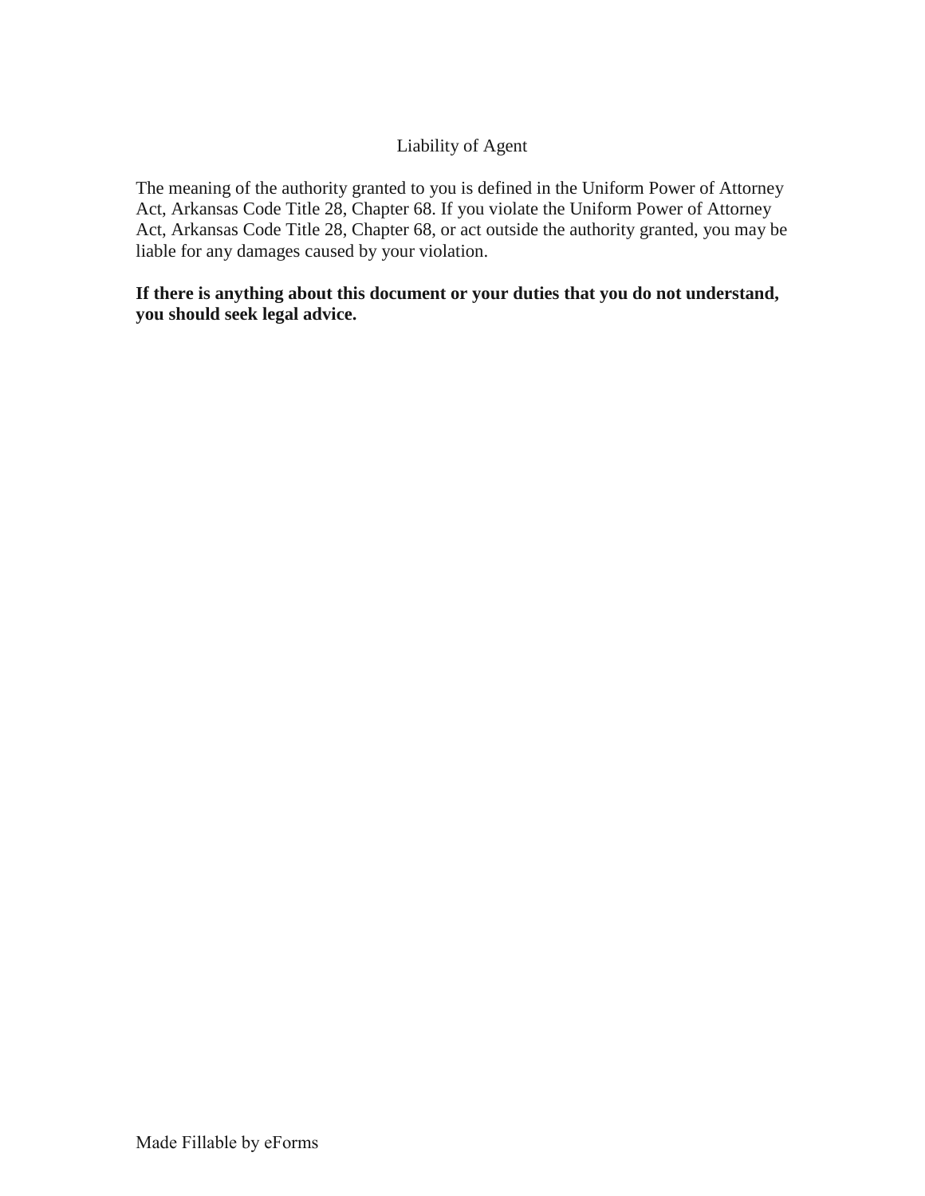## Liability of Agent

The meaning of the authority granted to you is defined in the Uniform Power of Attorney Act, Arkansas Code Title 28, Chapter 68. If you violate the Uniform Power of Attorney Act, Arkansas Code Title 28, Chapter 68, or act outside the authority granted, you may be liable for any damages caused by your violation.

**If there is anything about this document or your duties that you do not understand, you should seek legal advice.**